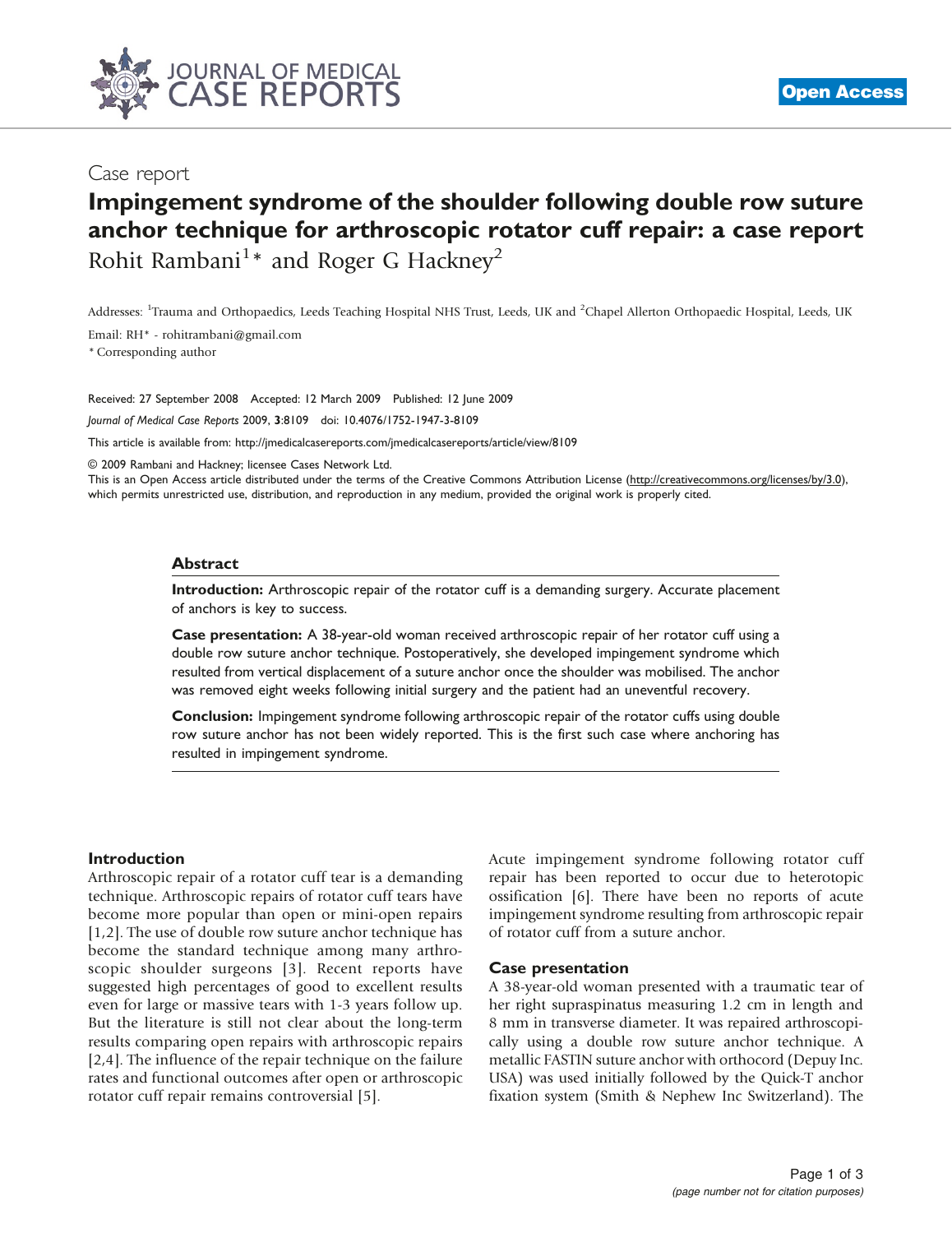Case report

# Impingement syndrome of the shoulder following double row suture anchor technique for arthroscopic rotator cuff repair: a case report

Rohit Rambani[1]* and Roger G Hackney[2]

Addresses: [1]Trauma and Orthopaedics, Leeds Teaching Hospital NHS Trust, Leeds, UK and [2]Chapel Allerton Orthopaedic Hospital, Leeds, UK

Email: RH* - rohitrambani@gmail.com

* Corresponding author

Received: 27 September 2008 Accepted: 12 March 2009 Published: 12 June 2009

*Journal of Medical Case Reports* 2009, **3**:8109 doi: 10.4076/1752-1947-3-8109

This article is available from: http://jmedicalcasereports.com/jmedicalcasereports/article/view/8109

© 2009 Rambani and Hackney; licensee Cases Network Ltd.

This is an Open Access article distributed under the terms of the Creative Commons Attribution License (http://creativecommons.org/licenses/by/3.0), which permits unrestricted use, distribution, and reproduction in any medium, provided the original work is properly cited.

## Abstract

**Introduction:** Arthroscopic repair of the rotator cuff is a demanding surgery. Accurate placement of anchors is key to success.

**Case presentation:** A 38-year-old woman received arthroscopic repair of her rotator cuff using a double row suture anchor technique. Postoperatively, she developed impingement syndrome which resulted from vertical displacement of a suture anchor once the shoulder was mobilised. The anchor was removed eight weeks following initial surgery and the patient had an uneventful recovery.

**Conclusion:** Impingement syndrome following arthroscopic repair of the rotator cuffs using double row suture anchor has not been widely reported. This is the first such case where anchoring has resulted in impingement syndrome.

## Introduction

Arthroscopic repair of a rotator cuff tear is a demanding technique. Arthroscopic repairs of rotator cuff tears have become more popular than open or mini-open repairs [1,2]. The use of double row suture anchor technique has become the standard technique among many arthroscopic shoulder surgeons [3]. Recent reports have suggested high percentages of good to excellent results even for large or massive tears with 1-3 years follow up. But the literature is still not clear about the long-term results comparing open repairs with arthroscopic repairs [2,4]. The influence of the repair technique on the failure rates and functional outcomes after open or arthroscopic rotator cuff repair remains controversial [5].

Acute impingement syndrome following rotator cuff repair has been reported to occur due to heterotopic ossification [6]. There have been no reports of acute impingement syndrome resulting from arthroscopic repair of rotator cuff from a suture anchor.

## Case presentation

A 38-year-old woman presented with a traumatic tear of her right supraspinatus measuring 1.2 cm in length and 8 mm in transverse diameter. It was repaired arthroscopically using a double row suture anchor technique. A metallic FASTIN suture anchor with orthocord (Depuy Inc. USA) was used initially followed by the Quick-T anchor fixation system (Smith & Nephew Inc Switzerland). The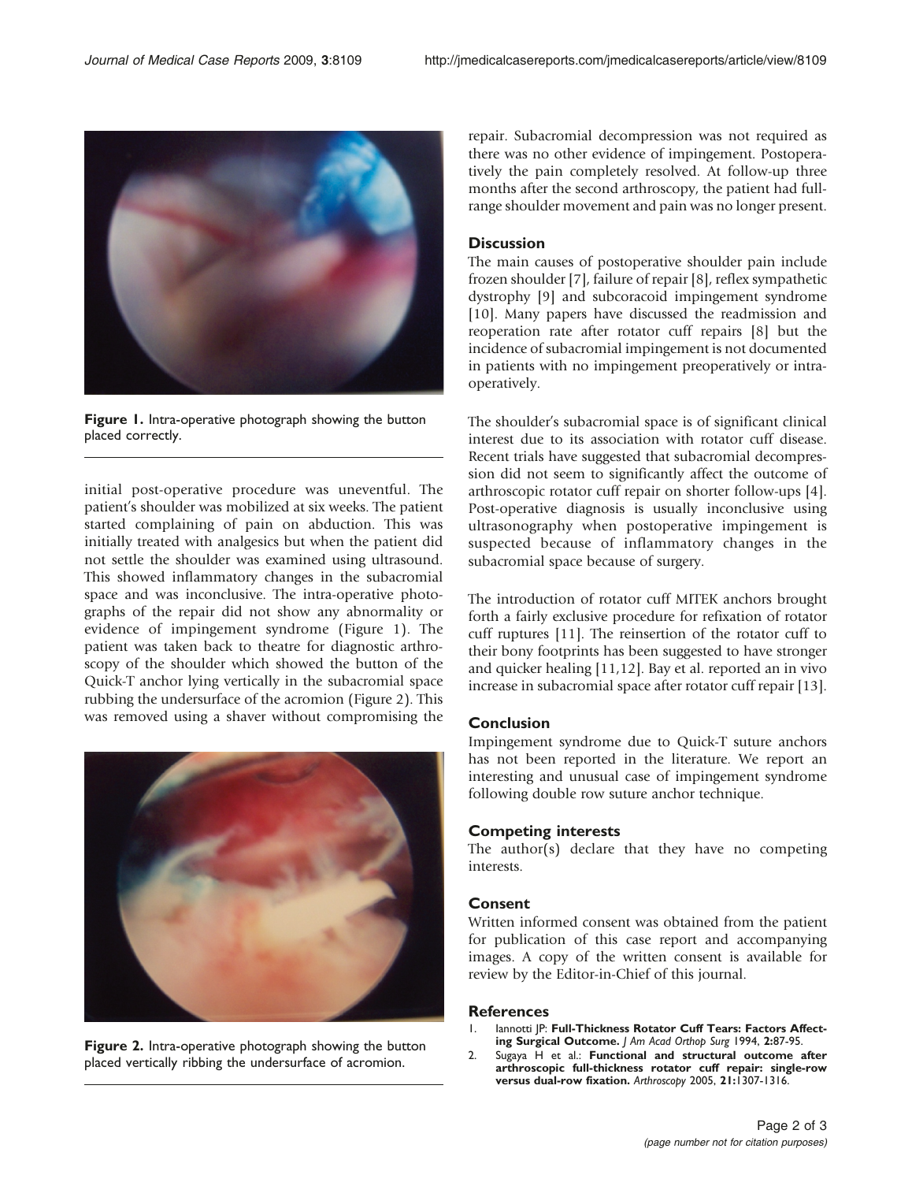Figure 1. Intra-operative photograph showing the button placed correctly.

initial post-operative procedure was uneventful. The patient's shoulder was mobilized at six weeks. The patient started complaining of pain on abduction. This was initially treated with analgesics but when the patient did not settle the shoulder was examined using ultrasound. This showed inflammatory changes in the subacromial space and was inconclusive. The intra-operative photographs of the repair did not show any abnormality or evidence of impingement syndrome (Figure 1). The patient was taken back to theatre for diagnostic arthroscopy of the shoulder which showed the button of the Quick-T anchor lying vertically in the subacromial space rubbing the undersurface of the acromion (Figure 2). This was removed using a shaver without compromising the

Figure 2. Intra-operative photograph showing the button placed vertically ribbing the undersurface of acromion.

repair. Subacromial decompression was not required as there was no other evidence of impingement. Postoperatively the pain completely resolved. At follow-up three months after the second arthroscopy, the patient had full-range shoulder movement and pain was no longer present.

## Discussion

The main causes of postoperative shoulder pain include frozen shoulder [7], failure of repair [8], reflex sympathetic dystrophy [9] and subcoracoid impingement syndrome [10]. Many papers have discussed the readmission and reoperation rate after rotator cuff repairs [8] but the incidence of subacromial impingement is not documented in patients with no impingement preoperatively or intra-operatively.

The shoulder's subacromial space is of significant clinical interest due to its association with rotator cuff disease. Recent trials have suggested that subacromial decompression did not seem to significantly affect the outcome of arthroscopic rotator cuff repair on shorter follow-ups [4]. Post-operative diagnosis is usually inconclusive using ultrasonography when postoperative impingement is suspected because of inflammatory changes in the subacromial space because of surgery.

The introduction of rotator cuff MITEK anchors brought forth a fairly exclusive procedure for refixation of rotator cuff ruptures [11]. The reinsertion of the rotator cuff to their bony footprints has been suggested to have stronger and quicker healing [11,12]. Bay et al. reported an in vivo increase in subacromial space after rotator cuff repair [13].

## Conclusion

Impingement syndrome due to Quick-T suture anchors has not been reported in the literature. We report an interesting and unusual case of impingement syndrome following double row suture anchor technique.

## Competing interests

The author(s) declare that they have no competing interests.

## Consent

Written informed consent was obtained from the patient for publication of this case report and accompanying images. A copy of the written consent is available for review by the Editor-in-Chief of this journal.

## References

1. Iannotti JP: **Full-Thickness Rotator Cuff Tears: Factors Affecting Surgical Outcome.** *J Am Acad Orthop Surg* 1994, **2:**87-95.
2. Sugaya H et al.: **Functional and structural outcome after arthroscopic full-thickness rotator cuff repair: single-row versus dual-row fixation.** *Arthroscopy* 2005, **21:**1307-1316.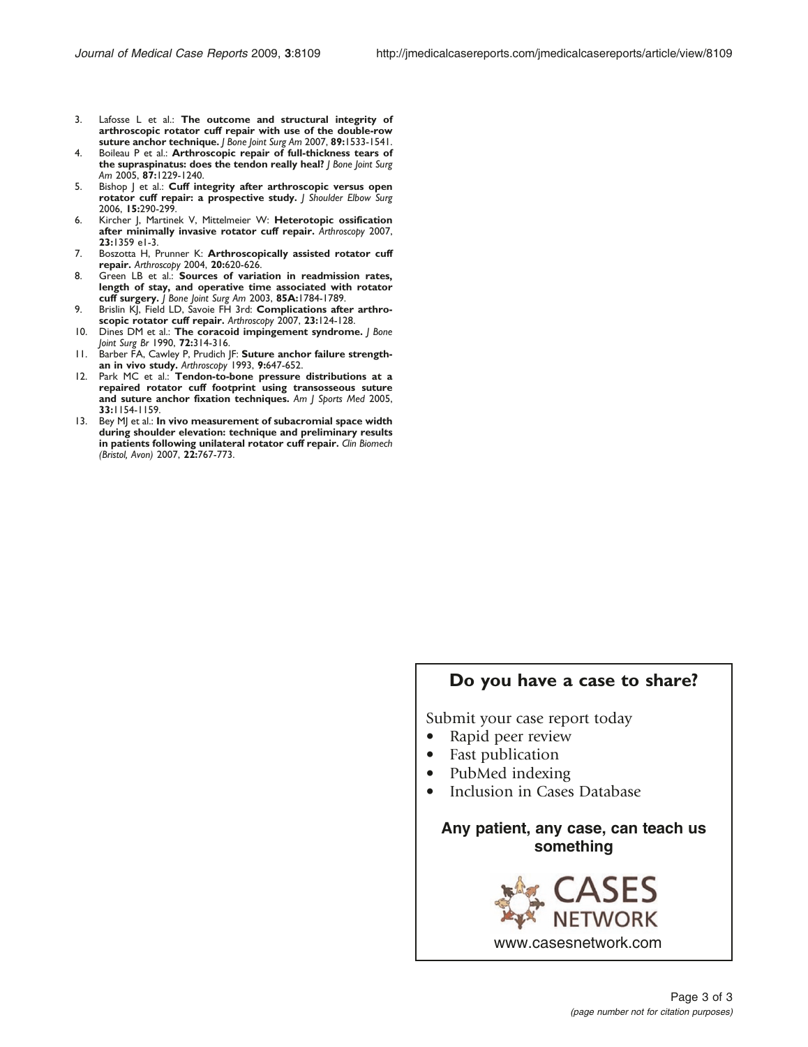3. Lafosse L et al.: **The outcome and structural integrity of arthroscopic rotator cuff repair with use of the double-row suture anchor technique.** *J Bone Joint Surg Am* 2007, **89:**1533-1541.
4. Boileau P et al.: **Arthroscopic repair of full-thickness tears of the supraspinatus: does the tendon really heal?** *J Bone Joint Surg Am* 2005, **87:**1229-1240.
5. Bishop J et al.: **Cuff integrity after arthroscopic versus open rotator cuff repair: a prospective study.** *J Shoulder Elbow Surg* 2006, **15:**290-299.
6. Kircher J, Martinek V, Mittelmeier W: **Heterotopic ossification after minimally invasive rotator cuff repair.** *Arthroscopy* 2007, **23:**1359 e1-3.
7. Boszotta H, Prunner K: **Arthroscopically assisted rotator cuff repair.** *Arthroscopy* 2004, **20:**620-626.
8. Green LB et al.: **Sources of variation in readmission rates, length of stay, and operative time associated with rotator cuff surgery.** *J Bone Joint Surg Am* 2003, **85A:**1784-1789.
9. Brislin KJ, Field LD, Savoie FH 3rd: **Complications after arthroscopic rotator cuff repair.** *Arthroscopy* 2007, **23:**124-128.
10. Dines DM et al.: **The coracoid impingement syndrome.** *J Bone Joint Surg Br* 1990, **72:**314-316.
11. Barber FA, Cawley P, Prudich JF: **Suture anchor failure strength-an in vivo study.** *Arthroscopy* 1993, **9:**647-652.
12. Park MC et al.: **Tendon-to-bone pressure distributions at a repaired rotator cuff footprint using transosseous suture and suture anchor fixation techniques.** *Am J Sports Med* 2005, **33:**1154-1159.
13. Bey MJ et al.: **In vivo measurement of subacromial space width during shoulder elevation: technique and preliminary results in patients following unilateral rotator cuff repair.** *Clin Biomech (Bristol, Avon)* 2007, **22:**767-773.

**Do you have a case to share?**

Submit your case report today

- Rapid peer review
- Fast publication
- PubMed indexing
- Inclusion in Cases Database

**Any patient, any case, can teach us something**

CASES NETWORK

www.casesnetwork.com